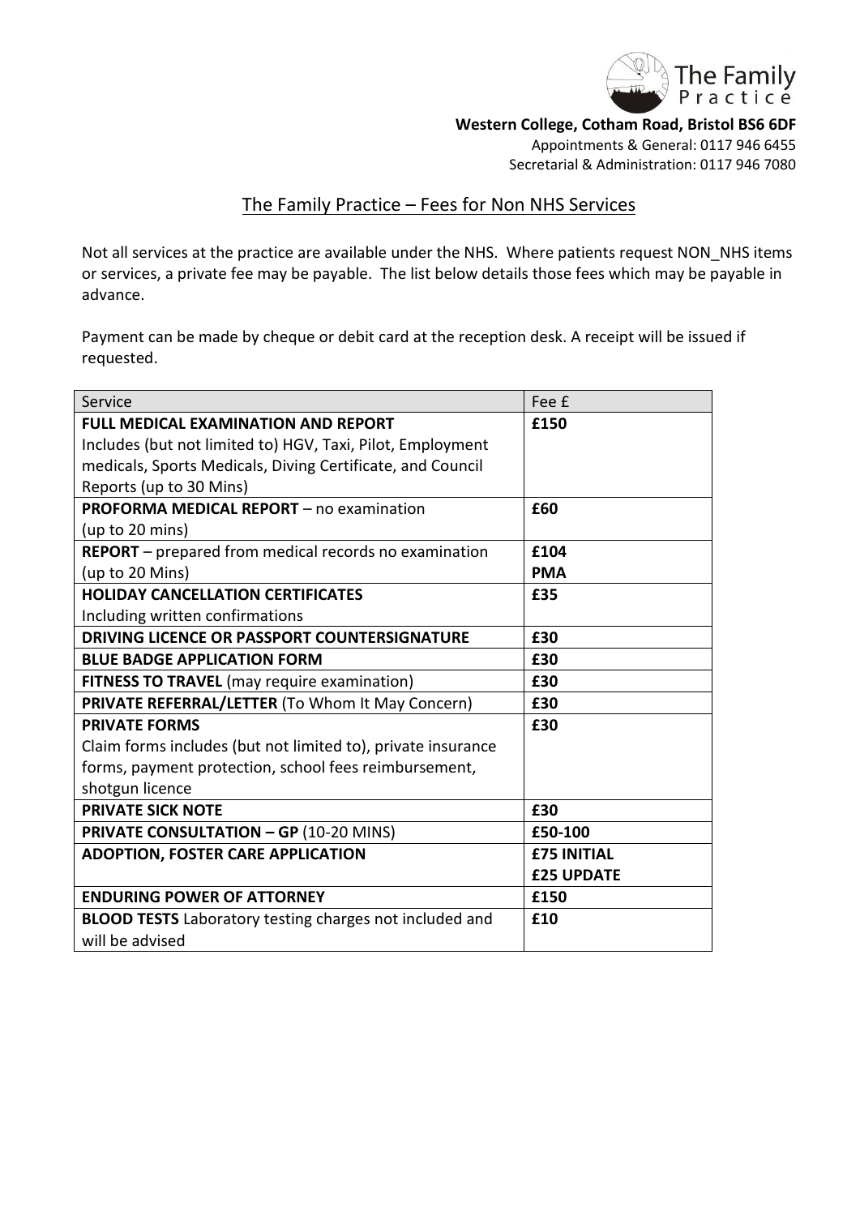The Family Practice

**Western College, Cotham Road, Bristol BS6 6DF**

Appointments & General: 0117 946 6455

Secretarial & Administration: 0117 946 7080

## The Family Practice – Fees for Non NHS Services

Not all services at the practice are available under the NHS. Where patients request NON_NHS items or services, a private fee may be payable. The list below details those fees which may be payable in advance.

Payment can be made by cheque or debit card at the reception desk. A receipt will be issued if requested.

| Service | Fee £ |
|---|---|
| **FULL MEDICAL EXAMINATION AND REPORT** Includes (but not limited to) HGV, Taxi, Pilot, Employment medicals, Sports Medicals, Diving Certificate, and Council Reports (up to 30 Mins) | **£150** |
| **PROFORMA MEDICAL REPORT** – no examination (up to 20 mins) | **£60** |
| **REPORT** – prepared from medical records no examination (up to 20 Mins) | **£104** **PMA** |
| **HOLIDAY CANCELLATION CERTIFICATES** Including written confirmations | **£35** |
| **DRIVING LICENCE OR PASSPORT COUNTERSIGNATURE** | **£30** |
| **BLUE BADGE APPLICATION FORM** | **£30** |
| **FITNESS TO TRAVEL** (may require examination) | **£30** |
| **PRIVATE REFERRAL/LETTER** (To Whom It May Concern) | **£30** |
| **PRIVATE FORMS** Claim forms includes (but not limited to), private insurance forms, payment protection, school fees reimbursement, shotgun licence | **£30** |
| **PRIVATE SICK NOTE** | **£30** |
| **PRIVATE CONSULTATION – GP** (10-20 MINS) | **£50-100** |
| **ADOPTION, FOSTER CARE APPLICATION** | **£75 INITIAL** **£25 UPDATE** |
| **ENDURING POWER OF ATTORNEY** | **£150** |
| **BLOOD TESTS** Laboratory testing charges not included and will be advised | **£10** |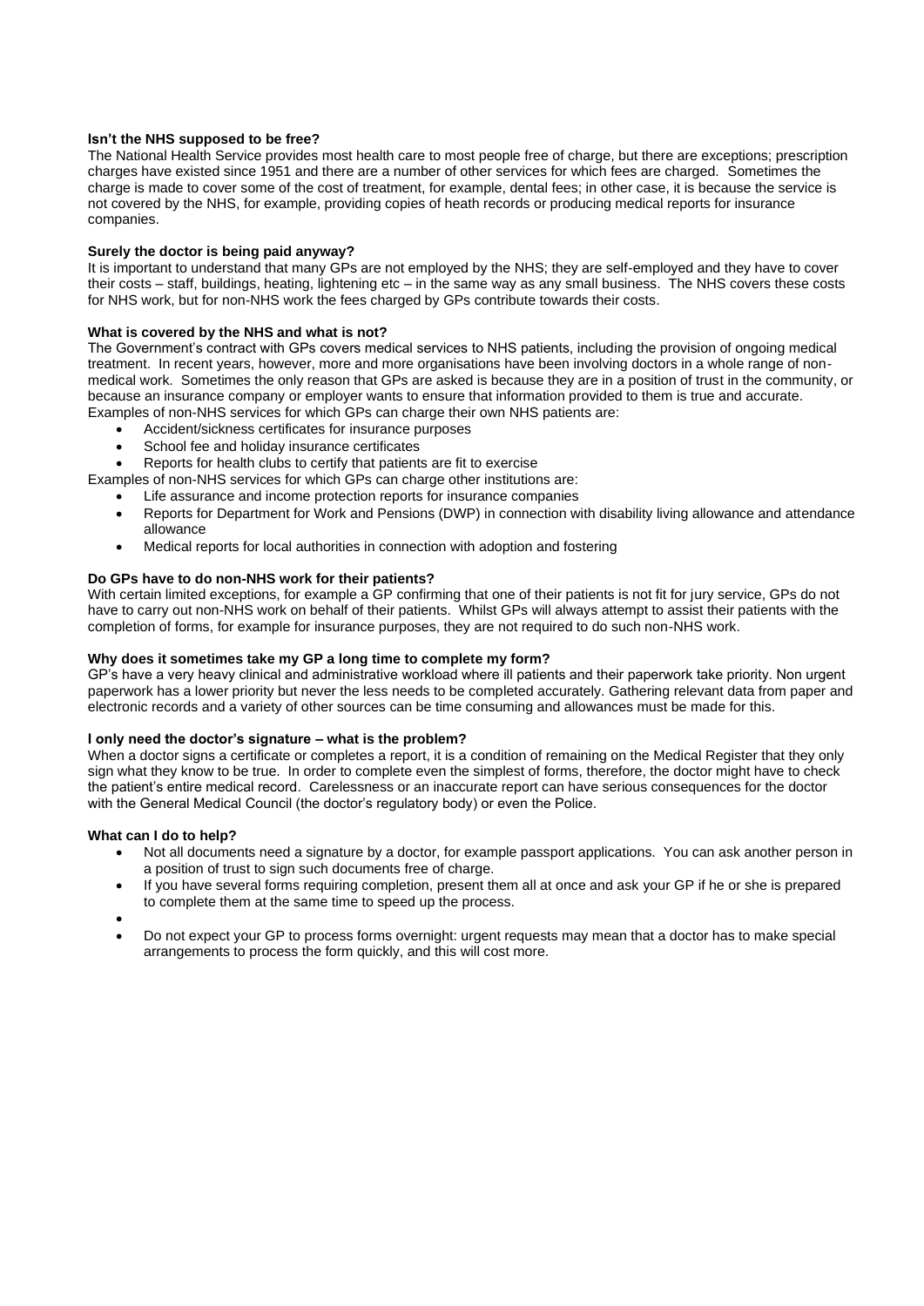**Isn't the NHS supposed to be free?**

The National Health Service provides most health care to most people free of charge, but there are exceptions; prescription charges have existed since 1951 and there are a number of other services for which fees are charged. Sometimes the charge is made to cover some of the cost of treatment, for example, dental fees; in other case, it is because the service is not covered by the NHS, for example, providing copies of heath records or producing medical reports for insurance companies.

**Surely the doctor is being paid anyway?**

It is important to understand that many GPs are not employed by the NHS; they are self-employed and they have to cover their costs – staff, buildings, heating, lightening etc – in the same way as any small business. The NHS covers these costs for NHS work, but for non-NHS work the fees charged by GPs contribute towards their costs.

**What is covered by the NHS and what is not?**

The Government's contract with GPs covers medical services to NHS patients, including the provision of ongoing medical treatment. In recent years, however, more and more organisations have been involving doctors in a whole range of non-medical work. Sometimes the only reason that GPs are asked is because they are in a position of trust in the community, or because an insurance company or employer wants to ensure that information provided to them is true and accurate.

Examples of non-NHS services for which GPs can charge their own NHS patients are:

- Accident/sickness certificates for insurance purposes
- School fee and holiday insurance certificates
- Reports for health clubs to certify that patients are fit to exercise

Examples of non-NHS services for which GPs can charge other institutions are:

- Life assurance and income protection reports for insurance companies
- Reports for Department for Work and Pensions (DWP) in connection with disability living allowance and attendance allowance
- Medical reports for local authorities in connection with adoption and fostering

**Do GPs have to do non-NHS work for their patients?**

With certain limited exceptions, for example a GP confirming that one of their patients is not fit for jury service, GPs do not have to carry out non-NHS work on behalf of their patients. Whilst GPs will always attempt to assist their patients with the completion of forms, for example for insurance purposes, they are not required to do such non-NHS work.

**Why does it sometimes take my GP a long time to complete my form?**

GP's have a very heavy clinical and administrative workload where ill patients and their paperwork take priority. Non urgent paperwork has a lower priority but never the less needs to be completed accurately. Gathering relevant data from paper and electronic records and a variety of other sources can be time consuming and allowances must be made for this.

**I only need the doctor's signature – what is the problem?**

When a doctor signs a certificate or completes a report, it is a condition of remaining on the Medical Register that they only sign what they know to be true. In order to complete even the simplest of forms, therefore, the doctor might have to check the patient's entire medical record. Carelessness or an inaccurate report can have serious consequences for the doctor with the General Medical Council (the doctor's regulatory body) or even the Police.

**What can I do to help?**

- Not all documents need a signature by a doctor, for example passport applications. You can ask another person in a position of trust to sign such documents free of charge.
- If you have several forms requiring completion, present them all at once and ask your GP if he or she is prepared to complete them at the same time to speed up the process.
- 
- Do not expect your GP to process forms overnight: urgent requests may mean that a doctor has to make special arrangements to process the form quickly, and this will cost more.